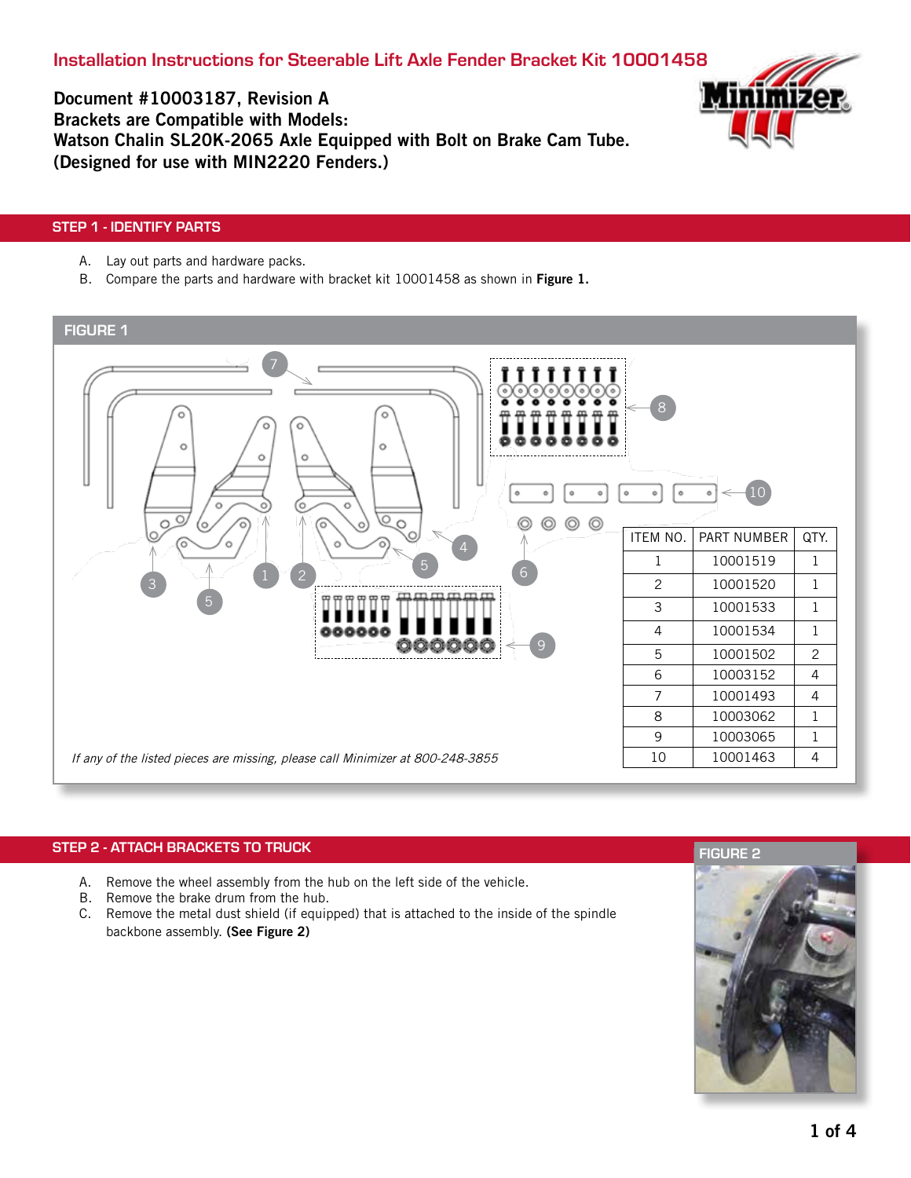# Installation Instructions for Steerable Lift Axle Fender Bracket Kit 10001458

**Document #10003187, Revision A**
**Brackets are Compatible with Models:**
**Watson Chalin SL20K-2065 Axle Equipped with Bolt on Brake Cam Tube.**
**(Designed for use with MIN2220 Fenders.)**

## STEP 1 - IDENTIFY PARTS

A. Lay out parts and hardware packs.
B. Compare the parts and hardware with bracket kit 10001458 as shown in **Figure 1.**

FIGURE 1

| ITEM NO. | PART NUMBER | QTY. |
|---|---|---|
| 1 | 10001519 | 1 |
| 2 | 10001520 | 1 |
| 3 | 10001533 | 1 |
| 4 | 10001534 | 1 |
| 5 | 10001502 | 2 |
| 6 | 10003152 | 4 |
| 7 | 10001493 | 4 |
| 8 | 10003062 | 1 |
| 9 | 10003065 | 1 |
| 10 | 10001463 | 4 |

*If any of the listed pieces are missing, please call Minimizer at 800-248-3855*

## STEP 2 - ATTACH BRACKETS TO TRUCK

A. Remove the wheel assembly from the hub on the left side of the vehicle.
B. Remove the brake drum from the hub.
C. Remove the metal dust shield (if equipped) that is attached to the inside of the spindle backbone assembly. **(See Figure 2)**

FIGURE 2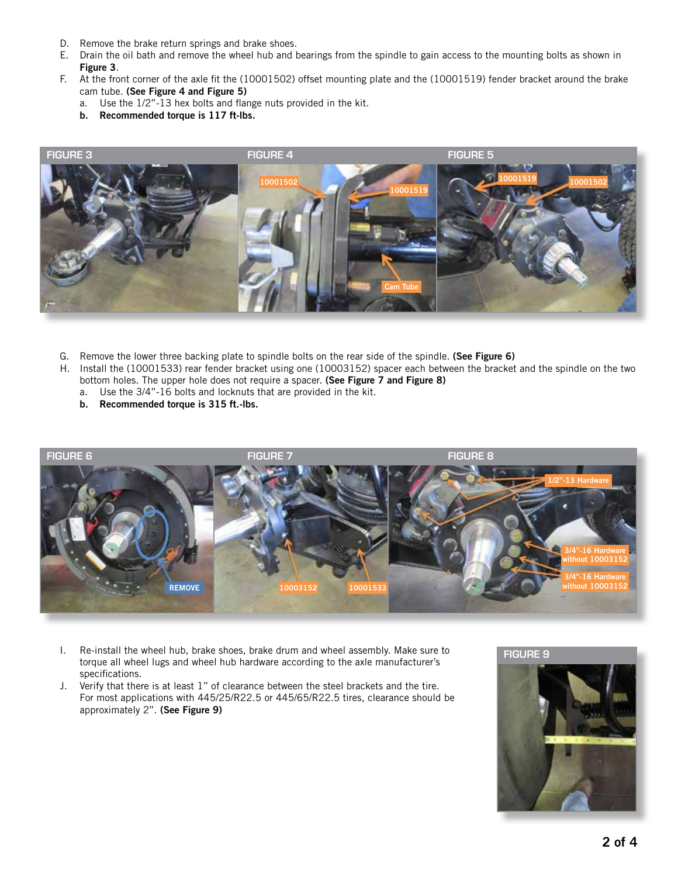D. Remove the brake return springs and brake shoes.
E. Drain the oil bath and remove the wheel hub and bearings from the spindle to gain access to the mounting bolts as shown in **Figure 3**.
F. At the front corner of the axle fit the (10001502) offset mounting plate and the (10001519) fender bracket around the brake cam tube. **(See Figure 4 and Figure 5)**
   a. Use the 1/2"-13 hex bolts and flange nuts provided in the kit.
   b. **Recommended torque is 117 ft-lbs.**

FIGURE 3

FIGURE 4

10001502 10001519 Cam Tube

FIGURE 5

10001519 10001502

G. Remove the lower three backing plate to spindle bolts on the rear side of the spindle. **(See Figure 6)**
H. Install the (10001533) rear fender bracket using one (10003152) spacer each between the bracket and the spindle on the two bottom holes. The upper hole does not require a spacer. **(See Figure 7 and Figure 8)**
   a. Use the 3/4"-16 bolts and locknuts that are provided in the kit.
   b. **Recommended torque is 315 ft.-lbs.**

FIGURE 6

REMOVE

FIGURE 7

10003152 10001533

FIGURE 8

1/2"-13 Hardware

3/4"-16 Hardware without 10003152

3/4"-16 Hardware without 10003152

I. Re-install the wheel hub, brake shoes, brake drum and wheel assembly. Make sure to torque all wheel lugs and wheel hub hardware according to the axle manufacturer's specifications.
J. Verify that there is at least 1" of clearance between the steel brackets and the tire. For most applications with 445/25/R22.5 or 445/65/R22.5 tires, clearance should be approximately 2". **(See Figure 9)**

FIGURE 9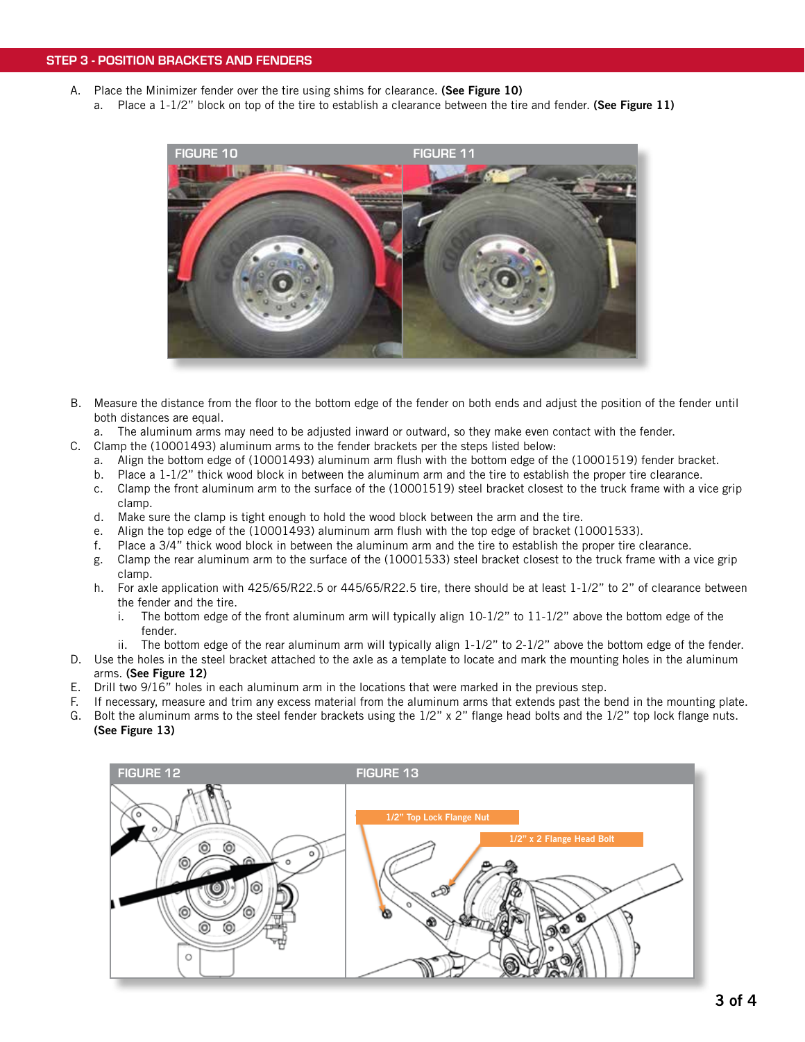## STEP 3 - POSITION BRACKETS AND FENDERS

A. Place the Minimizer fender over the tire using shims for clearance. **(See Figure 10)**
   a. Place a 1-1/2" block on top of the tire to establish a clearance between the tire and fender. **(See Figure 11)**

FIGURE 10 FIGURE 11

B. Measure the distance from the floor to the bottom edge of the fender on both ends and adjust the position of the fender until both distances are equal.
   a. The aluminum arms may need to be adjusted inward or outward, so they make even contact with the fender.

C. Clamp the (10001493) aluminum arms to the fender brackets per the steps listed below:
   a. Align the bottom edge of (10001493) aluminum arm flush with the bottom edge of the (10001519) fender bracket.
   b. Place a 1-1/2" thick wood block in between the aluminum arm and the tire to establish the proper tire clearance.
   c. Clamp the front aluminum arm to the surface of the (10001519) steel bracket closest to the truck frame with a vice grip clamp.
   d. Make sure the clamp is tight enough to hold the wood block between the arm and the tire.
   e. Align the top edge of the (10001493) aluminum arm flush with the top edge of bracket (10001533).
   f. Place a 3/4" thick wood block in between the aluminum arm and the tire to establish the proper tire clearance.
   g. Clamp the rear aluminum arm to the surface of the (10001533) steel bracket closest to the truck frame with a vice grip clamp.
   h. For axle application with 425/65/R22.5 or 445/65/R22.5 tire, there should be at least 1-1/2" to 2" of clearance between the fender and the tire.
      i. The bottom edge of the front aluminum arm will typically align 10-1/2" to 11-1/2" above the bottom edge of the fender.
      ii. The bottom edge of the rear aluminum arm will typically align 1-1/2" to 2-1/2" above the bottom edge of the fender.

D. Use the holes in the steel bracket attached to the axle as a template to locate and mark the mounting holes in the aluminum arms. **(See Figure 12)**

E. Drill two 9/16" holes in each aluminum arm in the locations that were marked in the previous step.

F. If necessary, measure and trim any excess material from the aluminum arms that extends past the bend in the mounting plate.

G. Bolt the aluminum arms to the steel fender brackets using the 1/2" x 2" flange head bolts and the 1/2" top lock flange nuts. **(See Figure 13)**

FIGURE 12 FIGURE 13

1/2" Top Lock Flange Nut

1/2" x 2 Flange Head Bolt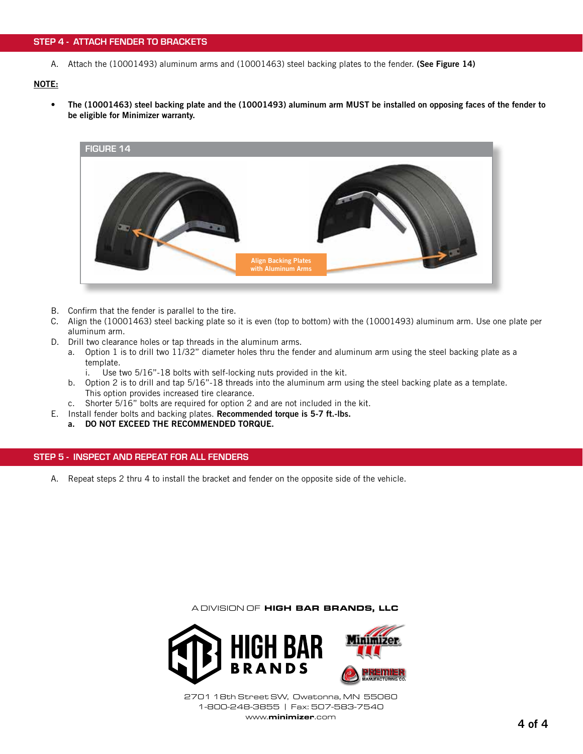## STEP 4 - ATTACH FENDER TO BRACKETS

A. Attach the (10001493) aluminum arms and (10001463) steel backing plates to the fender. **(See Figure 14)**

**NOTE:**

- **The (10001463) steel backing plate and the (10001493) aluminum arm MUST be installed on opposing faces of the fender to be eligible for Minimizer warranty.**

FIGURE 14

Align Backing Plates with Aluminum Arms

B. Confirm that the fender is parallel to the tire.

C. Align the (10001463) steel backing plate so it is even (top to bottom) with the (10001493) aluminum arm. Use one plate per aluminum arm.

D. Drill two clearance holes or tap threads in the aluminum arms.
   a. Option 1 is to drill two 11/32" diameter holes thru the fender and aluminum arm using the steel backing plate as a template.
      i. Use two 5/16"-18 bolts with self-locking nuts provided in the kit.
   b. Option 2 is to drill and tap 5/16"-18 threads into the aluminum arm using the steel backing plate as a template. This option provides increased tire clearance.
   c. Shorter 5/16" bolts are required for option 2 and are not included in the kit.

E. Install fender bolts and backing plates. **Recommended torque is 5-7 ft.-lbs.**
   **a. DO NOT EXCEED THE RECOMMENDED TORQUE.**

## STEP 5 - INSPECT AND REPEAT FOR ALL FENDERS

A. Repeat steps 2 thru 4 to install the bracket and fender on the opposite side of the vehicle.

A DIVISION OF **HIGH BAR BRANDS, LLC**

2701 18th Street SW, Owatonna, MN 55060
1-800-248-3855 | Fax: 507-583-7540
www.**minimizer**.com